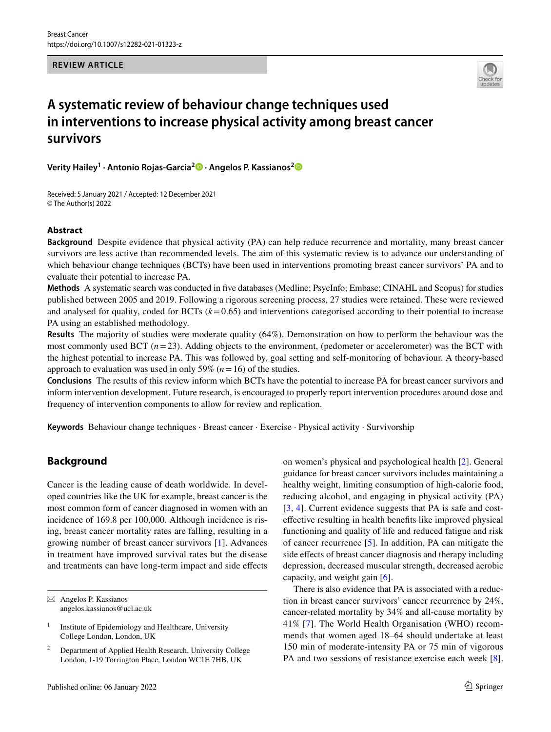REVIEW ARTICLE

# A systematic review of behaviour change techniques used in interventions to increase physical activity among breast cancer survivors

**Verity Hailey[1] · Antonio Rojas-Garcia[2] · Angelos P. Kassianos[2]**

Received: 5 January 2021 / Accepted: 12 December 2021
© The Author(s) 2022

## Abstract

**Background** Despite evidence that physical activity (PA) can help reduce recurrence and mortality, many breast cancer survivors are less active than recommended levels. The aim of this systematic review is to advance our understanding of which behaviour change techniques (BCTs) have been used in interventions promoting breast cancer survivors' PA and to evaluate their potential to increase PA.

**Methods** A systematic search was conducted in five databases (Medline; PsycInfo; Embase; CINAHL and Scopus) for studies published between 2005 and 2019. Following a rigorous screening process, 27 studies were retained. These were reviewed and analysed for quality, coded for BCTs ($k = 0.65$) and interventions categorised according to their potential to increase PA using an established methodology.

**Results** The majority of studies were moderate quality (64%). Demonstration on how to perform the behaviour was the most commonly used BCT ($n = 23$). Adding objects to the environment, (pedometer or accelerometer) was the BCT with the highest potential to increase PA. This was followed by, goal setting and self-monitoring of behaviour. A theory-based approach to evaluation was used in only 59% ($n = 16$) of the studies.

**Conclusions** The results of this review inform which BCTs have the potential to increase PA for breast cancer survivors and inform intervention development. Future research, is encouraged to properly report intervention procedures around dose and frequency of intervention components to allow for review and replication.

**Keywords** Behaviour change techniques · Breast cancer · Exercise · Physical activity · Survivorship

## Background

Cancer is the leading cause of death worldwide. In developed countries like the UK for example, breast cancer is the most common form of cancer diagnosed in women with an incidence of 169.8 per 100,000. Although incidence is rising, breast cancer mortality rates are falling, resulting in a growing number of breast cancer survivors [1]. Advances in treatment have improved survival rates but the disease and treatments can have long-term impact and side effects on women's physical and psychological health [2]. General guidance for breast cancer survivors includes maintaining a healthy weight, limiting consumption of high-calorie food, reducing alcohol, and engaging in physical activity (PA) [3, 4]. Current evidence suggests that PA is safe and cost-effective resulting in health benefits like improved physical functioning and quality of life and reduced fatigue and risk of cancer recurrence [5]. In addition, PA can mitigate the side effects of breast cancer diagnosis and therapy including depression, decreased muscular strength, decreased aerobic capacity, and weight gain [6].

There is also evidence that PA is associated with a reduction in breast cancer survivors' cancer recurrence by 24%, cancer-related mortality by 34% and all-cause mortality by 41% [7]. The World Health Organisation (WHO) recommends that women aged 18–64 should undertake at least 150 min of moderate-intensity PA or 75 min of vigorous PA and two sessions of resistance exercise each week [8].

✉ Angelos P. Kassianos
angelos.kassianos@ucl.ac.uk

[1] Institute of Epidemiology and Healthcare, University College London, London, UK

[2] Department of Applied Health Research, University College London, 1-19 Torrington Place, London WC1E 7HB, UK

Published online: 06 January 2022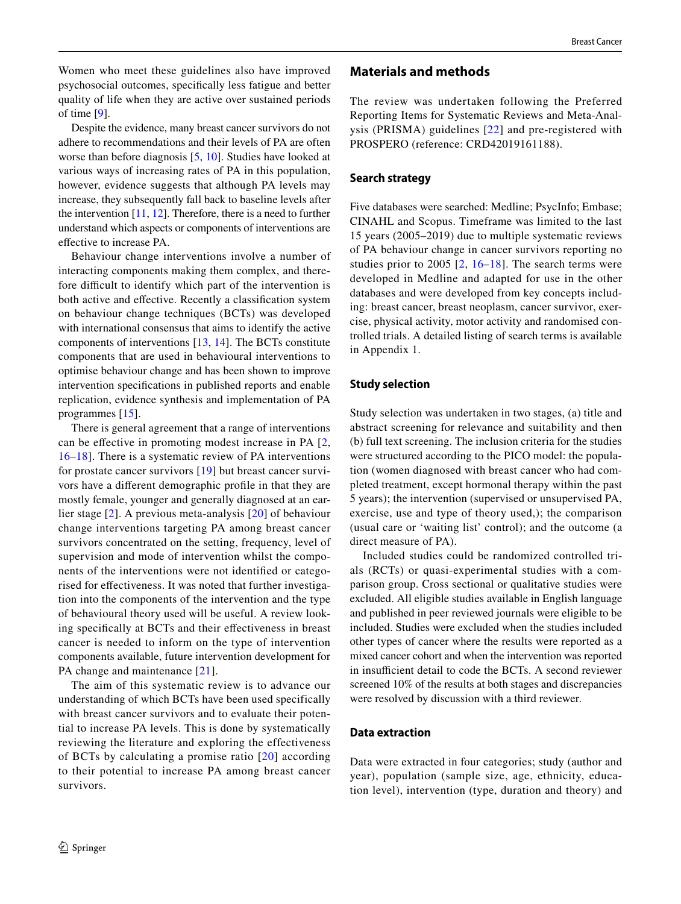Women who meet these guidelines also have improved psychosocial outcomes, specifically less fatigue and better quality of life when they are active over sustained periods of time [9].

Despite the evidence, many breast cancer survivors do not adhere to recommendations and their levels of PA are often worse than before diagnosis [5, 10]. Studies have looked at various ways of increasing rates of PA in this population, however, evidence suggests that although PA levels may increase, they subsequently fall back to baseline levels after the intervention [11, 12]. Therefore, there is a need to further understand which aspects or components of interventions are effective to increase PA.

Behaviour change interventions involve a number of interacting components making them complex, and therefore difficult to identify which part of the intervention is both active and effective. Recently a classification system on behaviour change techniques (BCTs) was developed with international consensus that aims to identify the active components of interventions [13, 14]. The BCTs constitute components that are used in behavioural interventions to optimise behaviour change and has been shown to improve intervention specifications in published reports and enable replication, evidence synthesis and implementation of PA programmes [15].

There is general agreement that a range of interventions can be effective in promoting modest increase in PA [2, 16–18]. There is a systematic review of PA interventions for prostate cancer survivors [19] but breast cancer survivors have a different demographic profile in that they are mostly female, younger and generally diagnosed at an earlier stage [2]. A previous meta-analysis [20] of behaviour change interventions targeting PA among breast cancer survivors concentrated on the setting, frequency, level of supervision and mode of intervention whilst the components of the interventions were not identified or categorised for effectiveness. It was noted that further investigation into the components of the intervention and the type of behavioural theory used will be useful. A review looking specifically at BCTs and their effectiveness in breast cancer is needed to inform on the type of intervention components available, future intervention development for PA change and maintenance [21].

The aim of this systematic review is to advance our understanding of which BCTs have been used specifically with breast cancer survivors and to evaluate their potential to increase PA levels. This is done by systematically reviewing the literature and exploring the effectiveness of BCTs by calculating a promise ratio [20] according to their potential to increase PA among breast cancer survivors.

## Materials and methods

The review was undertaken following the Preferred Reporting Items for Systematic Reviews and Meta-Analysis (PRISMA) guidelines [22] and pre-registered with PROSPERO (reference: CRD42019161188).

### Search strategy

Five databases were searched: Medline; PsycInfo; Embase; CINAHL and Scopus. Timeframe was limited to the last 15 years (2005–2019) due to multiple systematic reviews of PA behaviour change in cancer survivors reporting no studies prior to 2005 [2, 16–18]. The search terms were developed in Medline and adapted for use in the other databases and were developed from key concepts including: breast cancer, breast neoplasm, cancer survivor, exercise, physical activity, motor activity and randomised controlled trials. A detailed listing of search terms is available in Appendix 1.

### Study selection

Study selection was undertaken in two stages, (a) title and abstract screening for relevance and suitability and then (b) full text screening. The inclusion criteria for the studies were structured according to the PICO model: the population (women diagnosed with breast cancer who had completed treatment, except hormonal therapy within the past 5 years); the intervention (supervised or unsupervised PA, exercise, use and type of theory used,); the comparison (usual care or 'waiting list' control); and the outcome (a direct measure of PA).

Included studies could be randomized controlled trials (RCTs) or quasi-experimental studies with a comparison group. Cross sectional or qualitative studies were excluded. All eligible studies available in English language and published in peer reviewed journals were eligible to be included. Studies were excluded when the studies included other types of cancer where the results were reported as a mixed cancer cohort and when the intervention was reported in insufficient detail to code the BCTs. A second reviewer screened 10% of the results at both stages and discrepancies were resolved by discussion with a third reviewer.

### Data extraction

Data were extracted in four categories; study (author and year), population (sample size, age, ethnicity, education level), intervention (type, duration and theory) and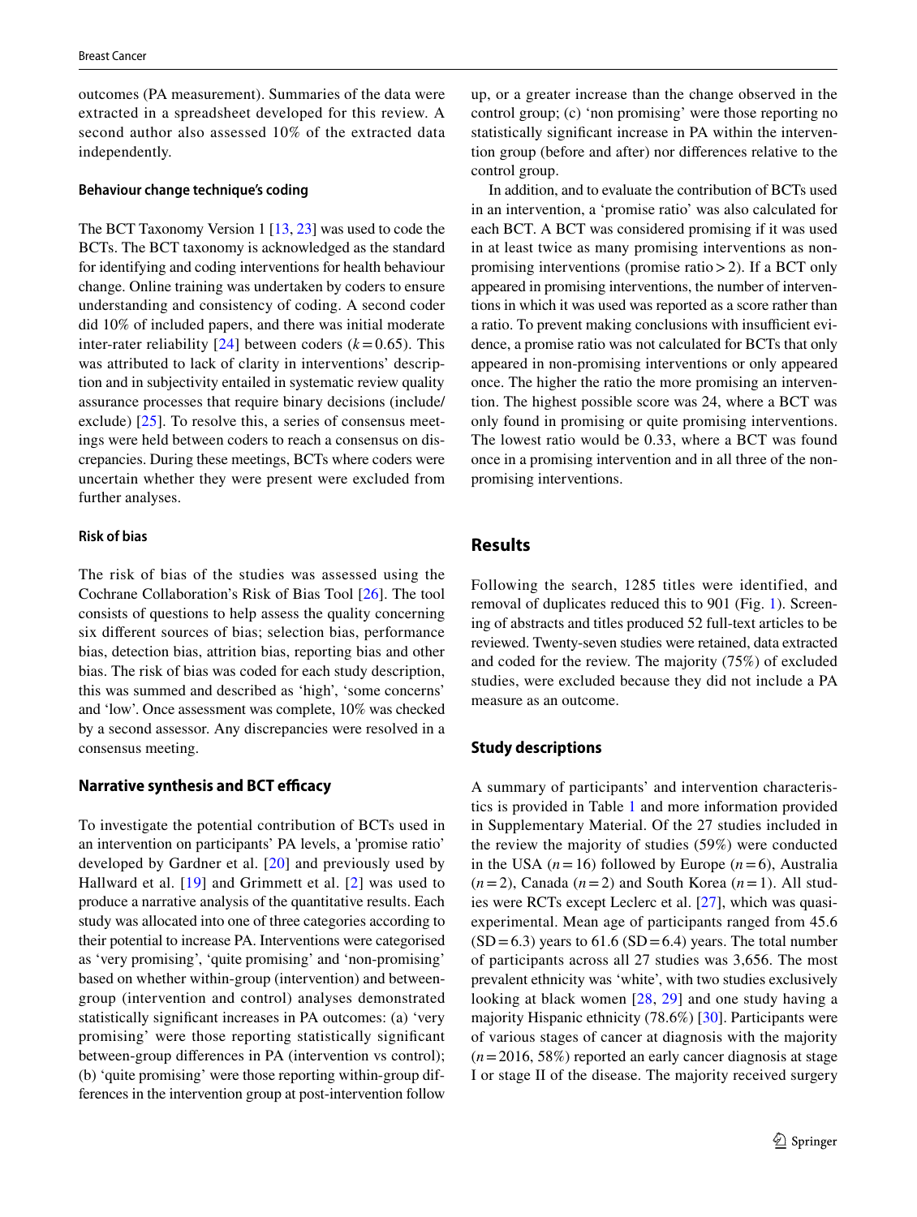outcomes (PA measurement). Summaries of the data were extracted in a spreadsheet developed for this review. A second author also assessed 10% of the extracted data independently.

#### Behaviour change technique's coding

The BCT Taxonomy Version 1 [13, 23] was used to code the BCTs. The BCT taxonomy is acknowledged as the standard for identifying and coding interventions for health behaviour change. Online training was undertaken by coders to ensure understanding and consistency of coding. A second coder did 10% of included papers, and there was initial moderate inter-rater reliability [24] between coders ($k = 0.65$). This was attributed to lack of clarity in interventions' description and in subjectivity entailed in systematic review quality assurance processes that require binary decisions (include/exclude) [25]. To resolve this, a series of consensus meetings were held between coders to reach a consensus on discrepancies. During these meetings, BCTs where coders were uncertain whether they were present were excluded from further analyses.

#### Risk of bias

The risk of bias of the studies was assessed using the Cochrane Collaboration's Risk of Bias Tool [26]. The tool consists of questions to help assess the quality concerning six different sources of bias; selection bias, performance bias, detection bias, attrition bias, reporting bias and other bias. The risk of bias was coded for each study description, this was summed and described as 'high', 'some concerns' and 'low'. Once assessment was complete, 10% was checked by a second assessor. Any discrepancies were resolved in a consensus meeting.

### Narrative synthesis and BCT efficacy

To investigate the potential contribution of BCTs used in an intervention on participants' PA levels, a 'promise ratio' developed by Gardner et al. [20] and previously used by Hallward et al. [19] and Grimmett et al. [2] was used to produce a narrative analysis of the quantitative results. Each study was allocated into one of three categories according to their potential to increase PA. Interventions were categorised as 'very promising', 'quite promising' and 'non-promising' based on whether within-group (intervention) and between-group (intervention and control) analyses demonstrated statistically significant increases in PA outcomes: (a) 'very promising' were those reporting statistically significant between-group differences in PA (intervention vs control); (b) 'quite promising' were those reporting within-group differences in the intervention group at post-intervention follow up, or a greater increase than the change observed in the control group; (c) 'non promising' were those reporting no statistically significant increase in PA within the intervention group (before and after) nor differences relative to the control group.

In addition, and to evaluate the contribution of BCTs used in an intervention, a 'promise ratio' was also calculated for each BCT. A BCT was considered promising if it was used in at least twice as many promising interventions as non-promising interventions (promise ratio > 2). If a BCT only appeared in promising interventions, the number of interventions in which it was used was reported as a score rather than a ratio. To prevent making conclusions with insufficient evidence, a promise ratio was not calculated for BCTs that only appeared in non-promising interventions or only appeared once. The higher the ratio the more promising an intervention. The highest possible score was 24, where a BCT was only found in promising or quite promising interventions. The lowest ratio would be 0.33, where a BCT was found once in a promising intervention and in all three of the non-promising interventions.

## Results

Following the search, 1285 titles were identified, and removal of duplicates reduced this to 901 (Fig. 1). Screening of abstracts and titles produced 52 full-text articles to be reviewed. Twenty-seven studies were retained, data extracted and coded for the review. The majority (75%) of excluded studies, were excluded because they did not include a PA measure as an outcome.

### Study descriptions

A summary of participants' and intervention characteristics is provided in Table 1 and more information provided in Supplementary Material. Of the 27 studies included in the review the majority of studies (59%) were conducted in the USA ($n = 16$) followed by Europe ($n = 6$), Australia ($n = 2$), Canada ($n = 2$) and South Korea ($n = 1$). All studies were RCTs except Leclerc et al. [27], which was quasi-experimental. Mean age of participants ranged from 45.6 (SD = 6.3) years to 61.6 (SD = 6.4) years. The total number of participants across all 27 studies was 3,656. The most prevalent ethnicity was 'white', with two studies exclusively looking at black women [28, 29] and one study having a majority Hispanic ethnicity (78.6%) [30]. Participants were of various stages of cancer at diagnosis with the majority ($n = 2016$, 58%) reported an early cancer diagnosis at stage I or stage II of the disease. The majority received surgery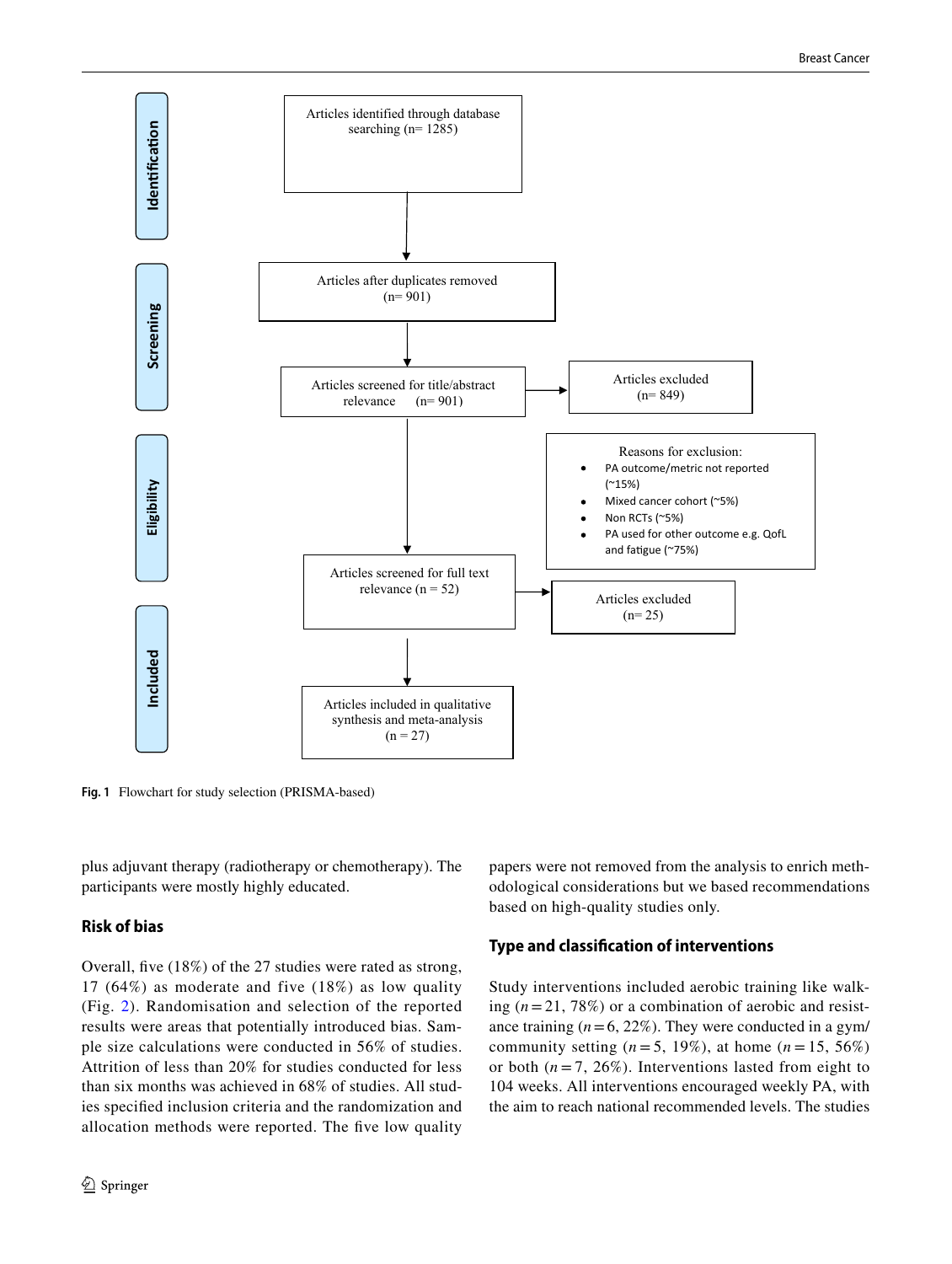Identification

Articles identified through database searching (n= 1285)

Screening

Articles after duplicates removed (n= 901)

Articles screened for title/abstract relevance (n= 901)

Articles excluded (n= 849)

Eligibility

Reasons for exclusion:

- PA outcome/metric not reported (~15%)
- Mixed cancer cohort (~5%)
- Non RCTs (~5%)
- PA used for other outcome e.g. QofL and fatigue (~75%)

Articles screened for full text relevance (n = 52)

Articles excluded (n= 25)

Included

Articles included in qualitative synthesis and meta-analysis (n = 27)

**Fig. 1** Flowchart for study selection (PRISMA-based)

plus adjuvant therapy (radiotherapy or chemotherapy). The participants were mostly highly educated.

### Risk of bias

Overall, five (18%) of the 27 studies were rated as strong, 17 (64%) as moderate and five (18%) as low quality (Fig. 2). Randomisation and selection of the reported results were areas that potentially introduced bias. Sample size calculations were conducted in 56% of studies. Attrition of less than 20% for studies conducted for less than six months was achieved in 68% of studies. All studies specified inclusion criteria and the randomization and allocation methods were reported. The five low quality papers were not removed from the analysis to enrich methodological considerations but we based recommendations based on high-quality studies only.

### Type and classification of interventions

Study interventions included aerobic training like walking ($n = 21$, 78%) or a combination of aerobic and resistance training ($n = 6$, 22%). They were conducted in a gym/community setting ($n = 5$, 19%), at home ($n = 15$, 56%) or both ($n = 7$, 26%). Interventions lasted from eight to 104 weeks. All interventions encouraged weekly PA, with the aim to reach national recommended levels. The studies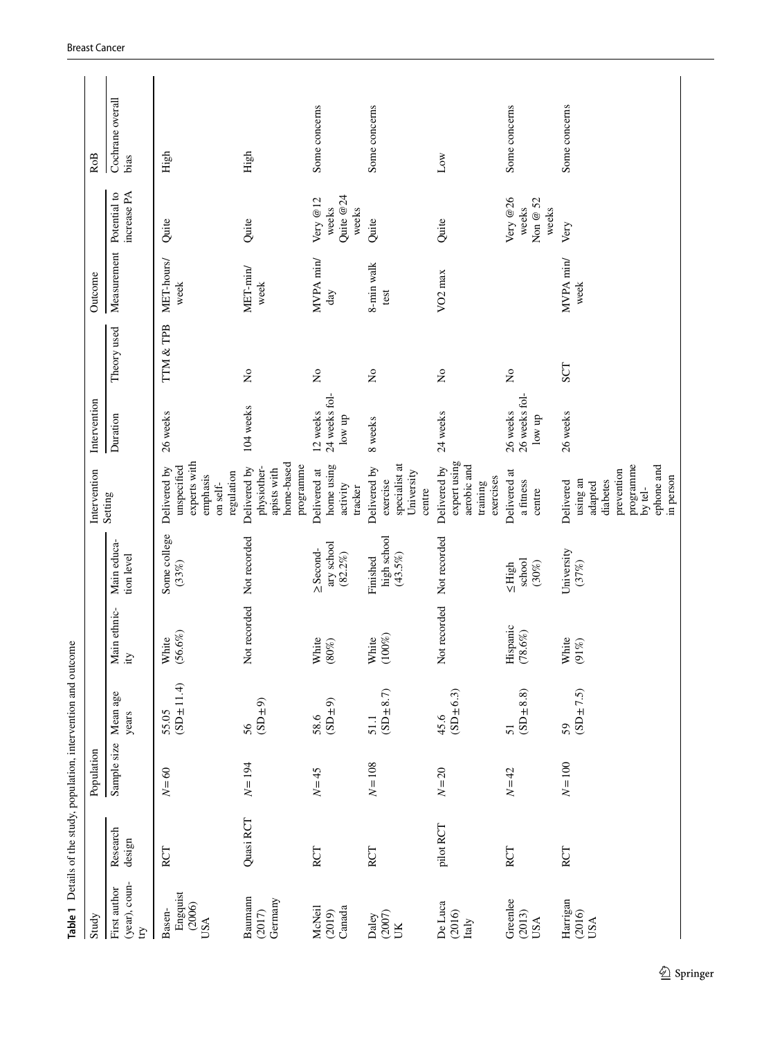**Table 1** Details of the study, population, intervention and outcome

| Study | | Population | | | | Intervention | | | Outcome | | RoB |
|---|---|---|---|---|---|---|---|---|---|---|---|
| First author (year), country | Research design | Sample size | Mean age years | Main ethnicity | Main education level | Intervention Setting | Duration | Theory used | Measurement | Potential to increase PA | Cochrane overall bias |
| Basen-Engquist (2006) USA | RCT | $N=60$ | 55.05 (SD ± 11.4) | White (56.6%) | Some college (33%) | Delivered by unspecified experts with emphasis on self-regulation | 26 weeks | TTM & TPB | MET-hours/week | Quite | High |
| Baumann (2017) Germany | Quasi RCT | $N=194$ | 56 (SD ± 9) | Not recorded | Not recorded | Delivered by physiotherapists with home-based programme | 104 weeks | No | MET-min/week | Quite | High |
| McNeil (2019) Canada | RCT | $N=45$ | 58.6 (SD ± 9) | White (80%) | ≥ Secondary school (82.2%) | Delivered at home using activity tracker | 12 weeks 24 weeks follow up | No | MVPA min/day | Very @12 weeks Quite @24 weeks | Some concerns |
| Daley (2007) UK | RCT | $N=108$ | 51.1 (SD ± 8.7) | White (100%) | Finished high school (43.5%) | Delivered by exercise specialist at University centre | 8 weeks | No | 8-min walk test | Quite | Some concerns |
| De Luca (2016) Italy | pilot RCT | $N=20$ | 45.6 (SD ± 6.3) | Not recorded | Not recorded | Delivered by expert using aerobic and training exercises | 24 weeks | No | VO2 max | Quite | Low |
| Greenlee (2013) USA | RCT | $N=42$ | 51 (SD ± 8.8) | Hispanic (78.6%) | ≤ High school (30%) | Delivered at a fitness centre | 26 weeks 26 weeks follow up | No | | Very @26 weeks Non @ 52 weeks | Some concerns |
| Harrigan (2016) USA | RCT | $N=100$ | 59 (SD ± 7.5) | White (91%) | University (37%) | Delivered using an adapted diabetes prevention programme by telephone and in person | 26 weeks | SCT | MVPA min/week | Very | Some concerns |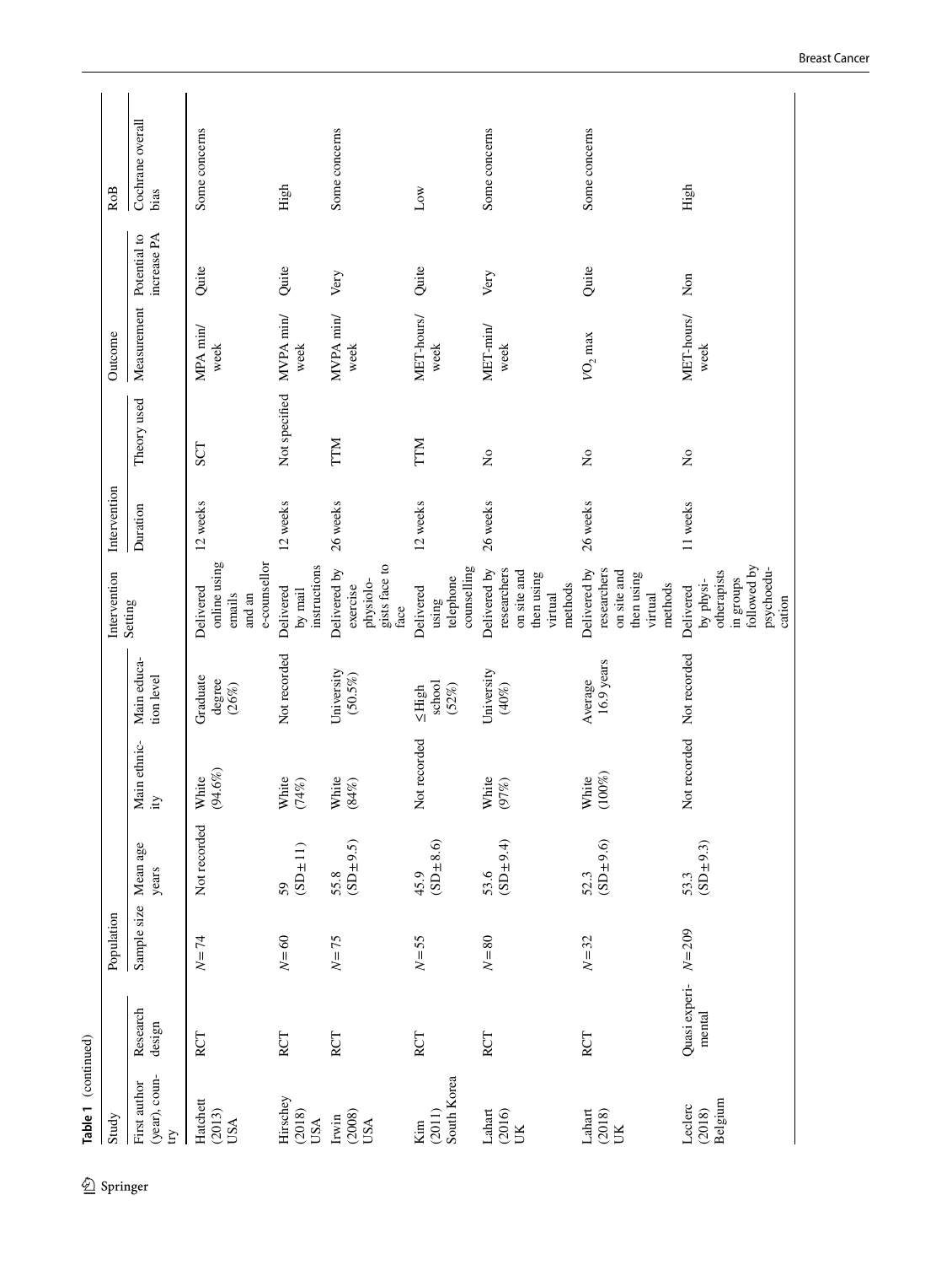**Table 1** (continued)

| Study | | Population | | | | Intervention | | | Outcome | | RoB |
|---|---|---|---|---|---|---|---|---|---|---|---|
| First author (year), country | Research design | Sample size | Mean age years | Main ethnicity | Main education level | Setting | Duration | Theory used | Measurement | Potential to increase PA | Cochrane overall bias |
| Hatchett (2013) USA | RCT | $N=74$ | Not recorded | White (94.6%) | Graduate degree (26%) | Delivered online using emails and an e-counsellor | 12 weeks | SCT | MPA min/week | Quite | Some concerns |
| Hirschey (2018) USA | RCT | $N=60$ | 59 (SD ± 11) | White (74%) | Not recorded | Delivered by mail instructions | 12 weeks | Not specified | MVPA min/week | Quite | High |
| Irwin (2008) USA | RCT | $N=75$ | 55.8 (SD ± 9.5) | White (84%) | University (50.5%) | Delivered by exercise physiologists face to face | 26 weeks | TTM | MVPA min/week | Very | Some concerns |
| Kim (2011) South Korea | RCT | $N=55$ | 45.9 (SD ± 8.6) | Not recorded | ≤ High school (52%) | Delivered using telephone counselling | 12 weeks | TTM | MET-hours/week | Quite | Low |
| Lahart (2016) UK | RCT | $N=80$ | 53.6 (SD ± 9.4) | White (97%) | University (40%) | Delivered by researchers on site and then using virtual methods | 26 weeks | No | MET-min/week | Very | Some concerns |
| Lahart (2018) UK | RCT | $N=32$ | 52.3 (SD ± 9.6) | White (100%) | Average 16.9 years | Delivered by researchers on site and then using virtual methods | 26 weeks | No | $VO_2$ max | Quite | Some concerns |
| Leclerc (2018) Belgium | Quasi experimental | $N=209$ | 53.3 (SD ± 9.3) | Not recorded | Not recorded | Delivered by physiotherapists in groups followed by psychoeducation | 11 weeks | No | MET-hours/week | Non | High |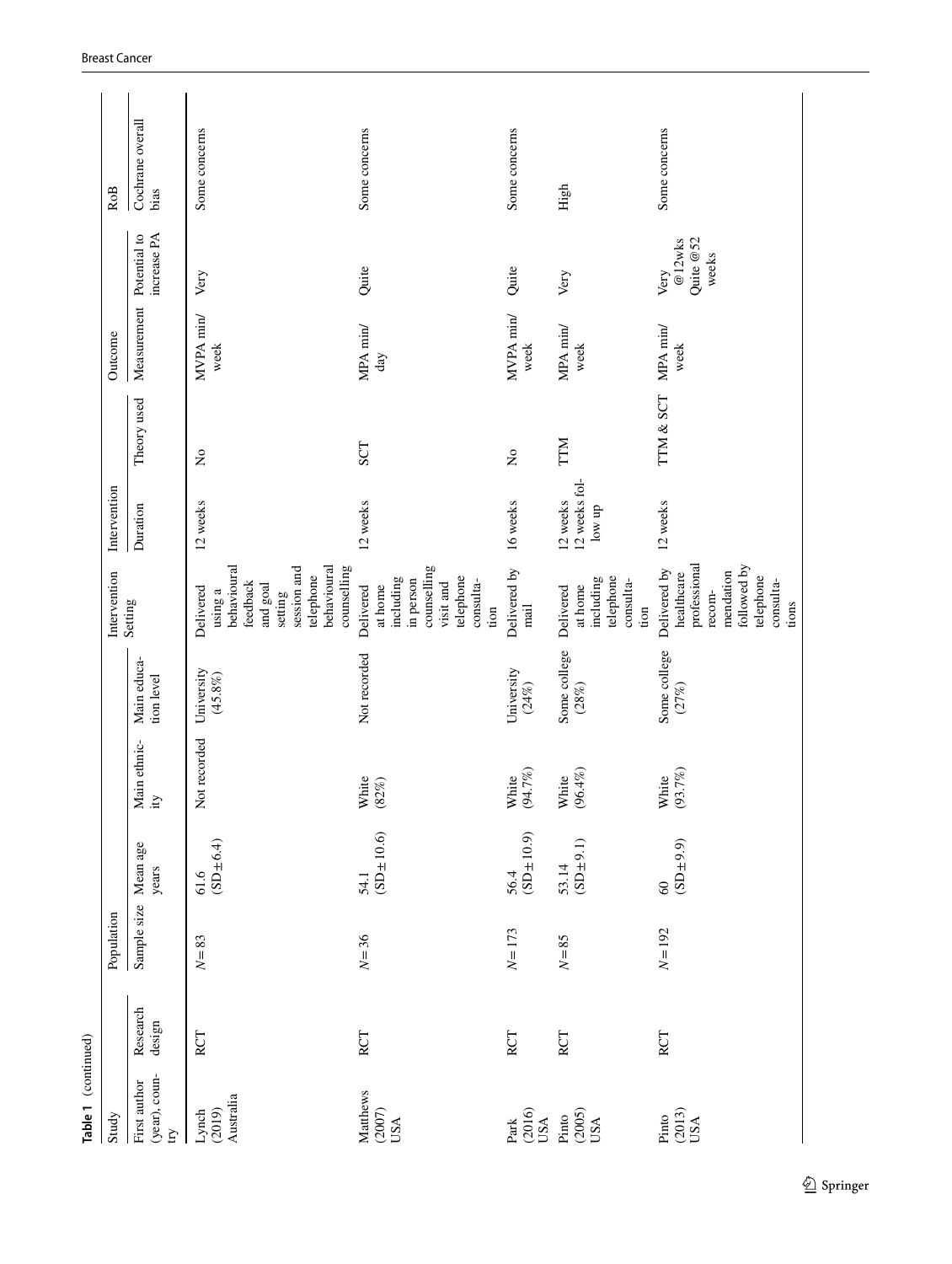**Table 1** (continued)

| Study | | Population | | | | Intervention | | | Outcome | | RoB |
|---|---|---|---|---|---|---|---|---|---|---|---|
| First author (year), country | Research design | Sample size | Mean age years | Main ethnicity | Main education level | Setting | Duration | Theory used | Measurement | Potential to increase PA | Cochrane overall bias |
| Lynch (2019) Australia | RCT | $N = 83$ | 61.6 (SD ± 6.4) | Not recorded | University (45.8%) | Delivered using a behavioural feedback and goal setting session and telephone behavioural counselling | 12 weeks | No | MVPA min/week | Very | Some concerns |
| Matthews (2007) USA | RCT | $N = 36$ | 54.1 (SD ± 10.6) | White (82%) | Not recorded | Delivered at home including in person counselling visit and telephone consultation | 12 weeks | SCT | MPA min/day | Quite | Some concerns |
| Park (2016) USA | RCT | $N = 173$ | 56.4 (SD ± 10.9) | White (94.7%) | University (24%) | Delivered by mail | 16 weeks | No | MVPA min/week | Quite | Some concerns |
| Pinto (2005) USA | RCT | $N = 85$ | 53.14 (SD ± 9.1) | White (96.4%) | Some college (28%) | Delivered at home including telephone consultation | 12 weeks 12 weeks follow up | TTM | MPA min/week | Very | High |
| Pinto (2013) USA | RCT | $N = 192$ | 60 (SD ± 9.9) | White (93.7%) | Some college (27%) | Delivered by healthcare professional recommendation followed by telephone consultations | 12 weeks | TTM & SCT | MPA min/week | Very @12wks Quite @52 weeks | Some concerns |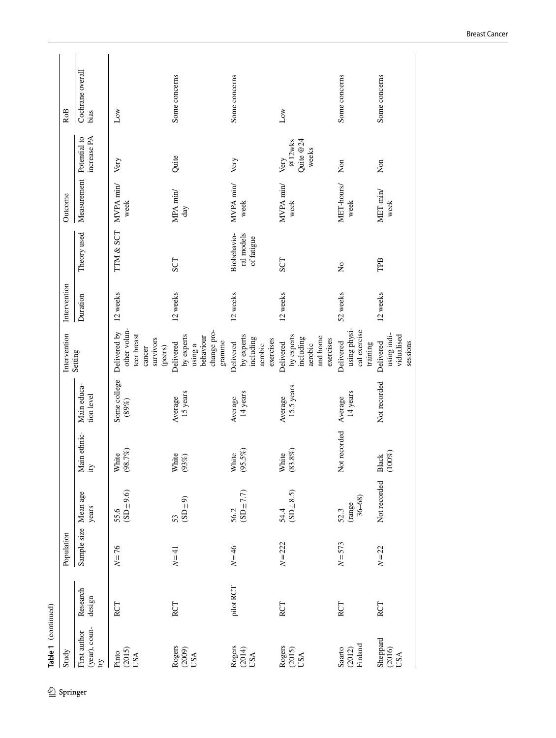Table 1 (continued)

| Study | | Population | | | | Intervention | | | Outcome | | RoB |
|---|---|---|---|---|---|---|---|---|---|---|---|
| First author (year), country | Research design | Sample size | Mean age years | Main ethnicity | Main education level | Setting | Duration | Theory used | Measurement | Potential to increase PA | Cochrane overall bias |
| Pinto (2015) USA | RCT | N = 76 | 55.6 (SD ± 9.6) | White (98.7%) | Some college (89%) | Delivered by other volunteer breast cancer survivors (peers) | 12 weeks | TTM & SCT | MVPA min/week | Very | Low |
| Rogers (2009) USA | RCT | N = 41 | 53 (SD ± 9) | White (93%) | Average 15 years | Delivered by experts using a behaviour change programme | 12 weeks | SCT | MPA min/day | Quite | Some concerns |
| Rogers (2014) USA | pilot RCT | N = 46 | 56.2 (SD ± 7.7) | White (95.5%) | Average 14 years | Delivered by experts including aerobic exercises | 12 weeks | Biobehavioral models of fatigue | MVPA min/week | Very | Some concerns |
| Rogers (2015) USA | RCT | N = 222 | 54.4 (SD ± 8.5) | White (83.8%) | Average 15.5 years | Delivered by experts including aerobic and home exercises | 12 weeks | SCT | MVPA min/week | Very @12wks Quite @24 weeks | Low |
| Saarto (2012) Finland | RCT | N = 573 | 52.3 (range 36–68) | Not recorded | Average 14 years | Delivered using physical exercise training | 52 weeks | No | MET-hours/week | Non | Some concerns |
| Sheppard (2016) USA | RCT | N = 22 | Not recorded | Black (100%) | Not recorded | Delivered using individualised sessions | 12 weeks | TPB | MET-min/week | Non | Some concerns |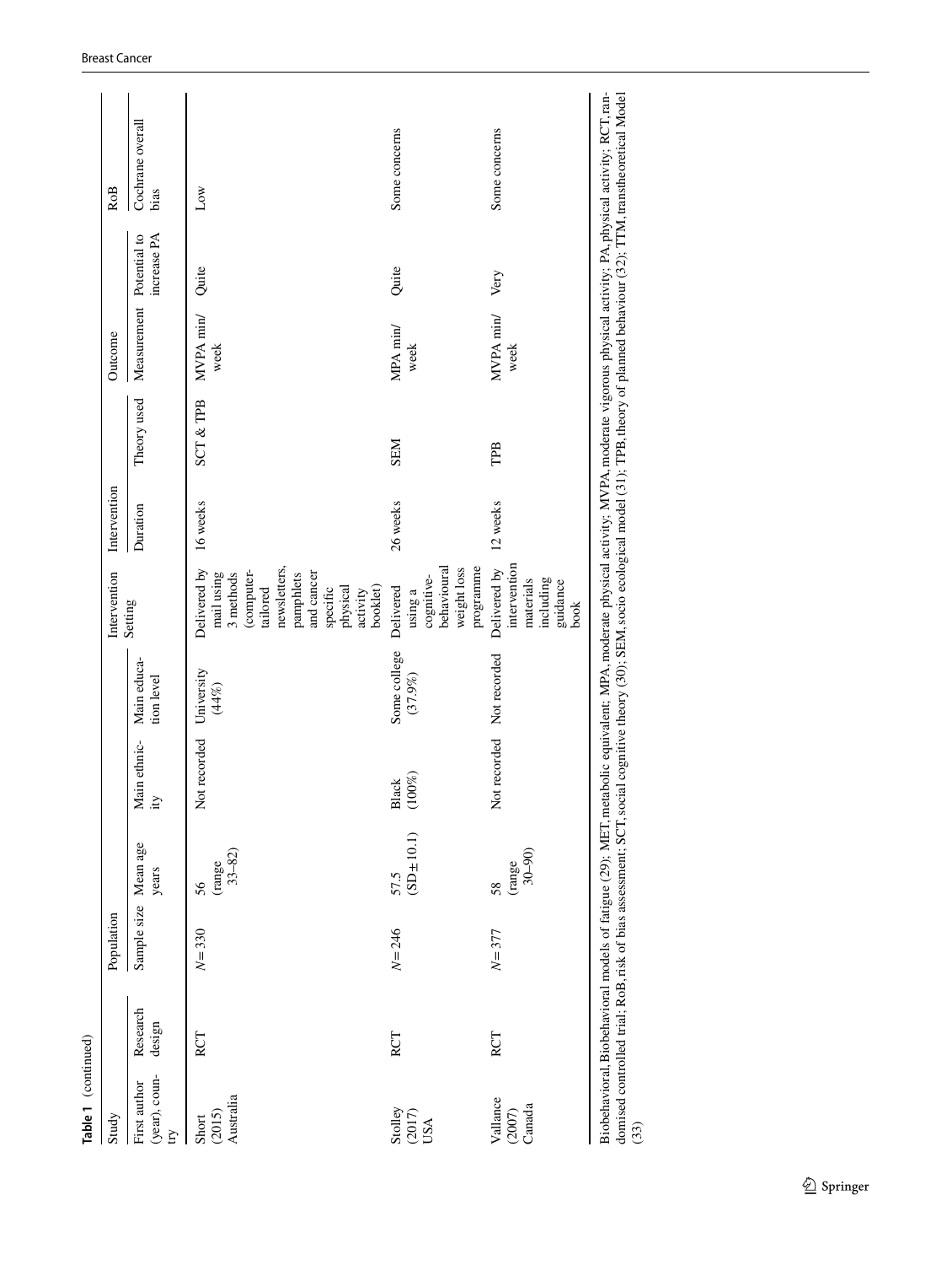**Table 1** (continued)

| Study | | Population | | | | Intervention | | | Outcome | | RoB |
|---|---|---|---|---|---|---|---|---|---|---|---|
| First author (year), country | Research design | Sample size | Mean age years | Main ethnicity | Main education level | Setting | Duration | Theory used | Measurement | Potential to increase PA | Cochrane overall bias |
| Short (2015) Australia | RCT | $N=330$ | 56 (range 33–82) | Not recorded | University (44%) | Delivered by mail using 3 methods (computer-tailored newsletters, pamphlets and cancer specific physical activity booklet) | 16 weeks | SCT & TPB | MVPA min/week | Quite | Low |
| Stolley (2017) USA | RCT | $N=246$ | 57.5 (SD ± 10.1) | Black (100%) | Some college (37.9%) | Delivered using a cognitive-behavioural weight loss programme | 26 weeks | SEM | MPA min/week | Quite | Some concerns |
| Vallance (2007) Canada | RCT | $N=377$ | 58 (range 30–90) | Not recorded | Not recorded | Delivered by intervention materials including guidance book | 12 weeks | TPB | MVPA min/week | Very | Some concerns |

Biobehavioral, Biobehavioral models of fatigue (29); MET, metabolic equivalent; MPA, moderate physical activity; MVPA, moderate vigorous physical activity; PA, physical activity; RCT, randomised controlled trial; RoB, risk of bias assessment; SCT, social cognitive theory (30); SEM, socio ecological model (31); TPB, theory of planned behaviour (32); TTM, transtheoretical Model (33)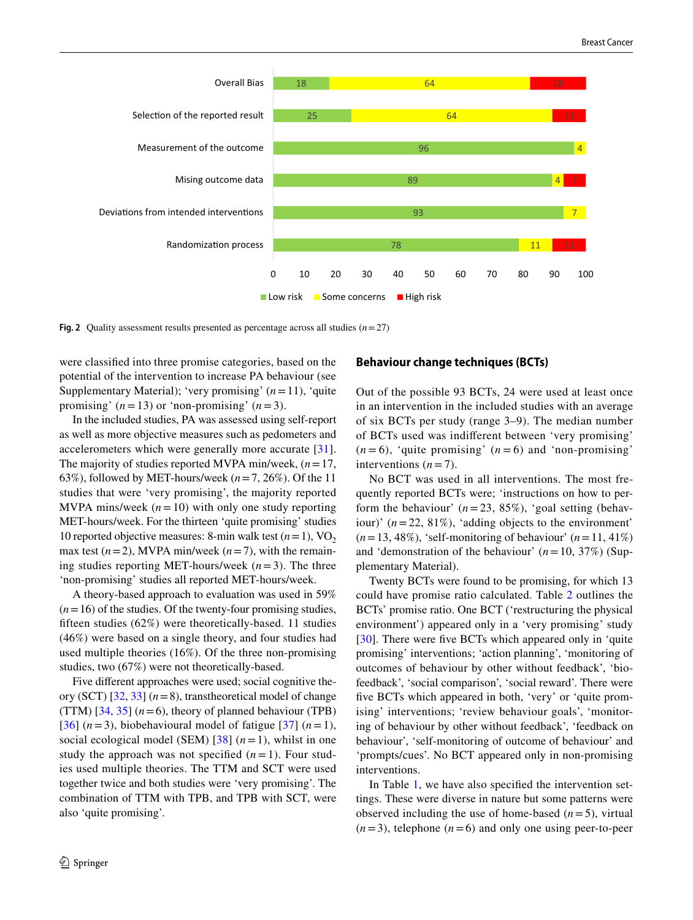| | Low risk | Some concerns | High risk |
|---|---|---|---|
| Overall Bias | 18 | 64 | 18 |
| Selection of the reported result | 25 | 64 | 11 |
| Measurement of the outcome | 96 | 4 | |
| Mising outcome data | 89 | 4 | 7 |
| Deviations from intended interventions | 93 | 7 | |
| Randomization process | 78 | 11 | 11 |

**Fig. 2** Quality assessment results presented as percentage across all studies ($n=27$)

were classified into three promise categories, based on the potential of the intervention to increase PA behaviour (see Supplementary Material); 'very promising' ($n=11$), 'quite promising' ($n=13$) or 'non-promising' ($n=3$).

In the included studies, PA was assessed using self-report as well as more objective measures such as pedometers and accelerometers which were generally more accurate [31]. The majority of studies reported MVPA min/week, ($n=17$, 63%), followed by MET-hours/week ($n=7$, 26%). Of the 11 studies that were 'very promising', the majority reported MVPA mins/week ($n=10$) with only one study reporting MET-hours/week. For the thirteen 'quite promising' studies 10 reported objective measures: 8-min walk test ($n=1$), $VO_2$ max test ($n=2$), MVPA min/week ($n=7$), with the remaining studies reporting MET-hours/week ($n=3$). The three 'non-promising' studies all reported MET-hours/week.

A theory-based approach to evaluation was used in 59% ($n=16$) of the studies. Of the twenty-four promising studies, fifteen studies (62%) were theoretically-based. 11 studies (46%) were based on a single theory, and four studies had used multiple theories (16%). Of the three non-promising studies, two (67%) were not theoretically-based.

Five different approaches were used; social cognitive theory (SCT) [32, 33] ($n=8$), transtheoretical model of change (TTM) [34, 35] ($n=6$), theory of planned behaviour (TPB) [36] ($n=3$), biobehavioural model of fatigue [37] ($n=1$), social ecological model (SEM) [38] ($n=1$), whilst in one study the approach was not specified ($n=1$). Four studies used multiple theories. The TTM and SCT were used together twice and both studies were 'very promising'. The combination of TTM with TPB, and TPB with SCT, were also 'quite promising'.

## Behaviour change techniques (BCTs)

Out of the possible 93 BCTs, 24 were used at least once in an intervention in the included studies with an average of six BCTs per study (range 3–9). The median number of BCTs used was indifferent between 'very promising' ($n=6$), 'quite promising' ($n=6$) and 'non-promising' interventions ($n=7$).

No BCT was used in all interventions. The most frequently reported BCTs were; 'instructions on how to perform the behaviour' ($n=23$, 85%), 'goal setting (behaviour)' ($n=22$, 81%), 'adding objects to the environment' ($n=13$, 48%), 'self-monitoring of behaviour' ($n=11$, 41%) and 'demonstration of the behaviour' ($n=10$, 37%) (Supplementary Material).

Twenty BCTs were found to be promising, for which 13 could have promise ratio calculated. Table 2 outlines the BCTs' promise ratio. One BCT ('restructuring the physical environment') appeared only in a 'very promising' study [30]. There were five BCTs which appeared only in 'quite promising' interventions; 'action planning', 'monitoring of outcomes of behaviour by other without feedback', 'biofeedback', 'social comparison', 'social reward'. There were five BCTs which appeared in both, 'very' or 'quite promising' interventions; 'review behaviour goals', 'monitoring of behaviour by other without feedback', 'feedback on behaviour', 'self-monitoring of outcome of behaviour' and 'prompts/cues'. No BCT appeared only in non-promising interventions.

In Table 1, we have also specified the intervention settings. These were diverse in nature but some patterns were observed including the use of home-based ($n=5$), virtual ($n=3$), telephone ($n=6$) and only one using peer-to-peer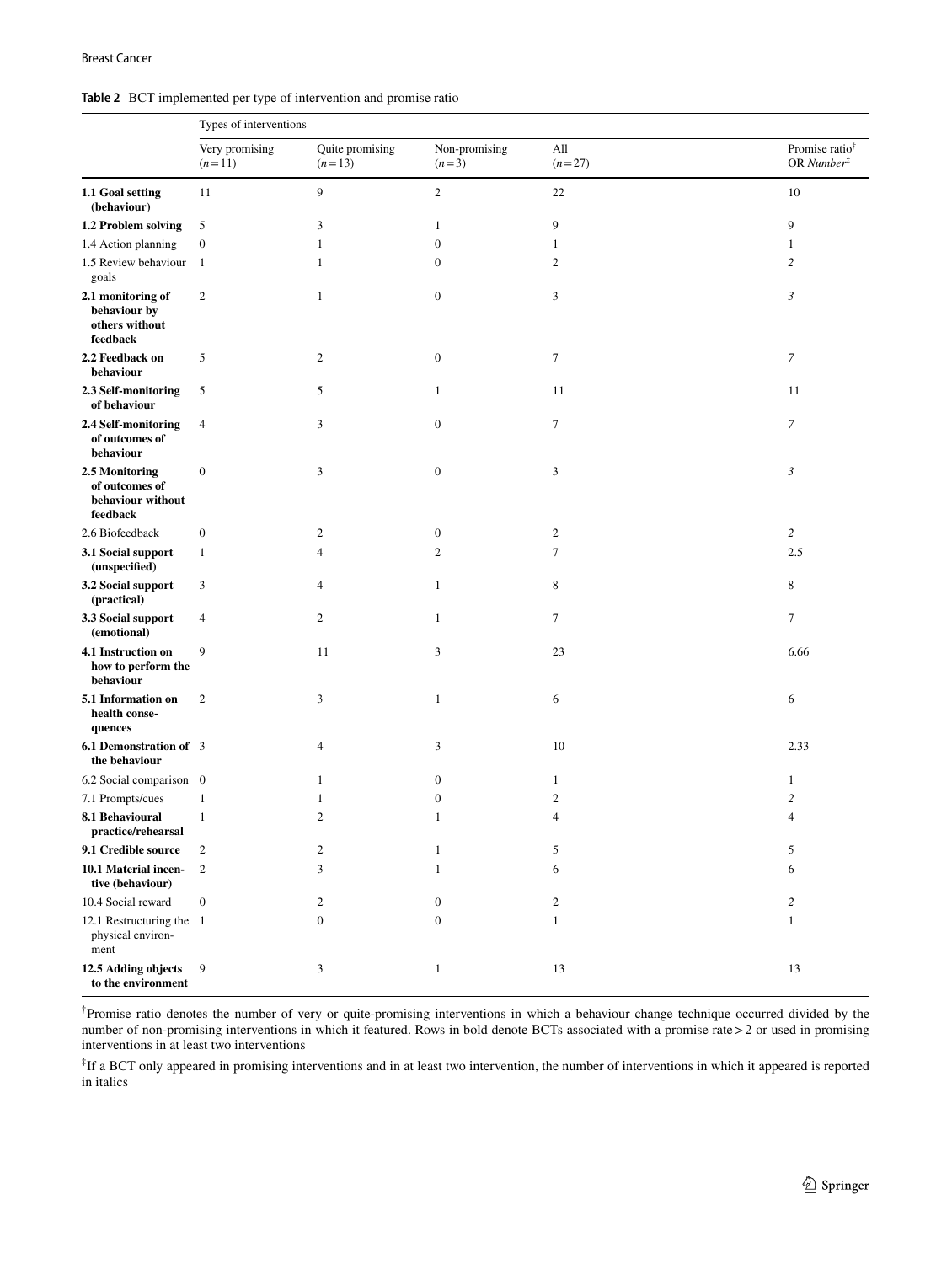**Table 2** BCT implemented per type of intervention and promise ratio

| | Types of interventions | | | | |
|---|---|---|---|---|---|
| | Very promising (n=11) | Quite promising (n=13) | Non-promising (n=3) | All (n=27) | Promise ratio[†] OR *Number*[‡] |
| **1.1 Goal setting (behaviour)** | 11 | 9 | 2 | 22 | 10 |
| **1.2 Problem solving** | 5 | 3 | 1 | 9 | 9 |
| 1.4 Action planning | 0 | 1 | 0 | 1 | 1 |
| 1.5 Review behaviour goals | 1 | 1 | 0 | 2 | *2* |
| **2.1 monitoring of behaviour by others without feedback** | 2 | 1 | 0 | 3 | *3* |
| **2.2 Feedback on behaviour** | 5 | 2 | 0 | 7 | *7* |
| **2.3 Self-monitoring of behaviour** | 5 | 5 | 1 | 11 | 11 |
| **2.4 Self-monitoring of outcomes of behaviour** | 4 | 3 | 0 | 7 | *7* |
| **2.5 Monitoring of outcomes of behaviour without feedback** | 0 | 3 | 0 | 3 | *3* |
| 2.6 Biofeedback | 0 | 2 | 0 | 2 | *2* |
| **3.1 Social support (unspecified)** | 1 | 4 | 2 | 7 | 2.5 |
| **3.2 Social support (practical)** | 3 | 4 | 1 | 8 | 8 |
| **3.3 Social support (emotional)** | 4 | 2 | 1 | 7 | 7 |
| **4.1 Instruction on how to perform the behaviour** | 9 | 11 | 3 | 23 | 6.66 |
| **5.1 Information on health consequences** | 2 | 3 | 1 | 6 | 6 |
| **6.1 Demonstration of the behaviour** | 3 | 4 | 3 | 10 | 2.33 |
| 6.2 Social comparison | 0 | 1 | 0 | 1 | 1 |
| 7.1 Prompts/cues | 1 | 1 | 0 | 2 | *2* |
| **8.1 Behavioural practice/rehearsal** | 1 | 2 | 1 | 4 | 4 |
| **9.1 Credible source** | 2 | 2 | 1 | 5 | 5 |
| **10.1 Material incentive (behaviour)** | 2 | 3 | 1 | 6 | 6 |
| 10.4 Social reward | 0 | 2 | 0 | 2 | *2* |
| 12.1 Restructuring the physical environment | 1 | 0 | 0 | 1 | 1 |
| **12.5 Adding objects to the environment** | 9 | 3 | 1 | 13 | 13 |

[†]Promise ratio denotes the number of very or quite-promising interventions in which a behaviour change technique occurred divided by the number of non-promising interventions in which it featured. Rows in bold denote BCTs associated with a promise rate > 2 or used in promising interventions in at least two interventions

[‡]If a BCT only appeared in promising interventions and in at least two intervention, the number of interventions in which it appeared is reported in italics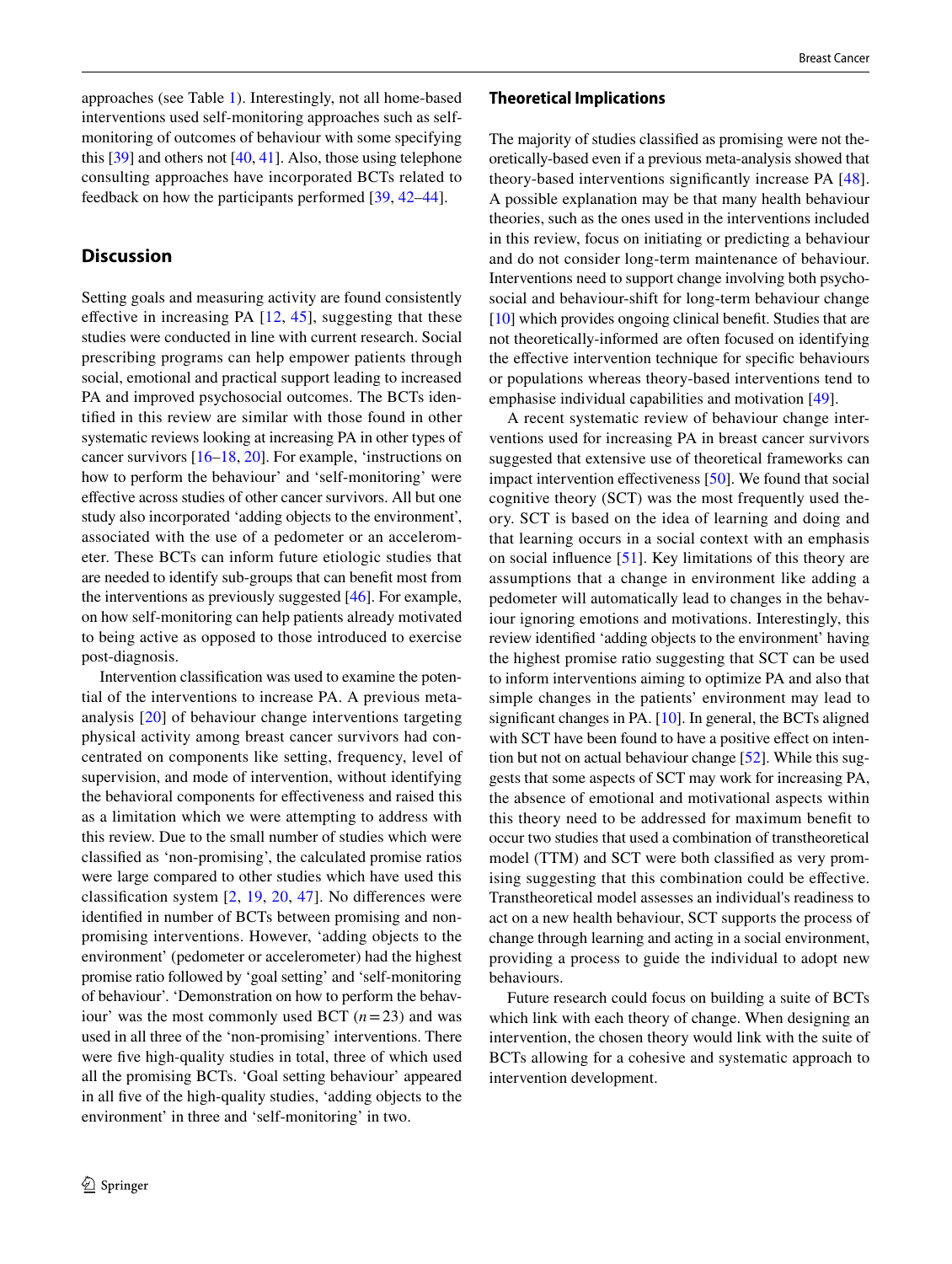approaches (see Table 1). Interestingly, not all home-based interventions used self-monitoring approaches such as self-monitoring of outcomes of behaviour with some specifying this [39] and others not [40, 41]. Also, those using telephone consulting approaches have incorporated BCTs related to feedback on how the participants performed [39, 42–44].

## Discussion

Setting goals and measuring activity are found consistently effective in increasing PA [12, 45], suggesting that these studies were conducted in line with current research. Social prescribing programs can help empower patients through social, emotional and practical support leading to increased PA and improved psychosocial outcomes. The BCTs identified in this review are similar with those found in other systematic reviews looking at increasing PA in other types of cancer survivors [16–18, 20]. For example, 'instructions on how to perform the behaviour' and 'self-monitoring' were effective across studies of other cancer survivors. All but one study also incorporated 'adding objects to the environment', associated with the use of a pedometer or an accelerometer. These BCTs can inform future etiologic studies that are needed to identify sub-groups that can benefit most from the interventions as previously suggested [46]. For example, on how self-monitoring can help patients already motivated to being active as opposed to those introduced to exercise post-diagnosis.

Intervention classification was used to examine the potential of the interventions to increase PA. A previous meta-analysis [20] of behaviour change interventions targeting physical activity among breast cancer survivors had concentrated on components like setting, frequency, level of supervision, and mode of intervention, without identifying the behavioral components for effectiveness and raised this as a limitation which we were attempting to address with this review. Due to the small number of studies which were classified as 'non-promising', the calculated promise ratios were large compared to other studies which have used this classification system [2, 19, 20, 47]. No differences were identified in number of BCTs between promising and non-promising interventions. However, 'adding objects to the environment' (pedometer or accelerometer) had the highest promise ratio followed by 'goal setting' and 'self-monitoring of behaviour'. 'Demonstration on how to perform the behaviour' was the most commonly used BCT ($n = 23$) and was used in all three of the 'non-promising' interventions. There were five high-quality studies in total, three of which used all the promising BCTs. 'Goal setting behaviour' appeared in all five of the high-quality studies, 'adding objects to the environment' in three and 'self-monitoring' in two.

### Theoretical Implications

The majority of studies classified as promising were not theoretically-based even if a previous meta-analysis showed that theory-based interventions significantly increase PA [48]. A possible explanation may be that many health behaviour theories, such as the ones used in the interventions included in this review, focus on initiating or predicting a behaviour and do not consider long-term maintenance of behaviour. Interventions need to support change involving both psychosocial and behaviour-shift for long-term behaviour change [10] which provides ongoing clinical benefit. Studies that are not theoretically-informed are often focused on identifying the effective intervention technique for specific behaviours or populations whereas theory-based interventions tend to emphasise individual capabilities and motivation [49].

A recent systematic review of behaviour change interventions used for increasing PA in breast cancer survivors suggested that extensive use of theoretical frameworks can impact intervention effectiveness [50]. We found that social cognitive theory (SCT) was the most frequently used theory. SCT is based on the idea of learning and doing and that learning occurs in a social context with an emphasis on social influence [51]. Key limitations of this theory are assumptions that a change in environment like adding a pedometer will automatically lead to changes in the behaviour ignoring emotions and motivations. Interestingly, this review identified 'adding objects to the environment' having the highest promise ratio suggesting that SCT can be used to inform interventions aiming to optimize PA and also that simple changes in the patients' environment may lead to significant changes in PA. [10]. In general, the BCTs aligned with SCT have been found to have a positive effect on intention but not on actual behaviour change [52]. While this suggests that some aspects of SCT may work for increasing PA, the absence of emotional and motivational aspects within this theory need to be addressed for maximum benefit to occur two studies that used a combination of transtheoretical model (TTM) and SCT were both classified as very promising suggesting that this combination could be effective. Transtheoretical model assesses an individual's readiness to act on a new health behaviour, SCT supports the process of change through learning and acting in a social environment, providing a process to guide the individual to adopt new behaviours.

Future research could focus on building a suite of BCTs which link with each theory of change. When designing an intervention, the chosen theory would link with the suite of BCTs allowing for a cohesive and systematic approach to intervention development.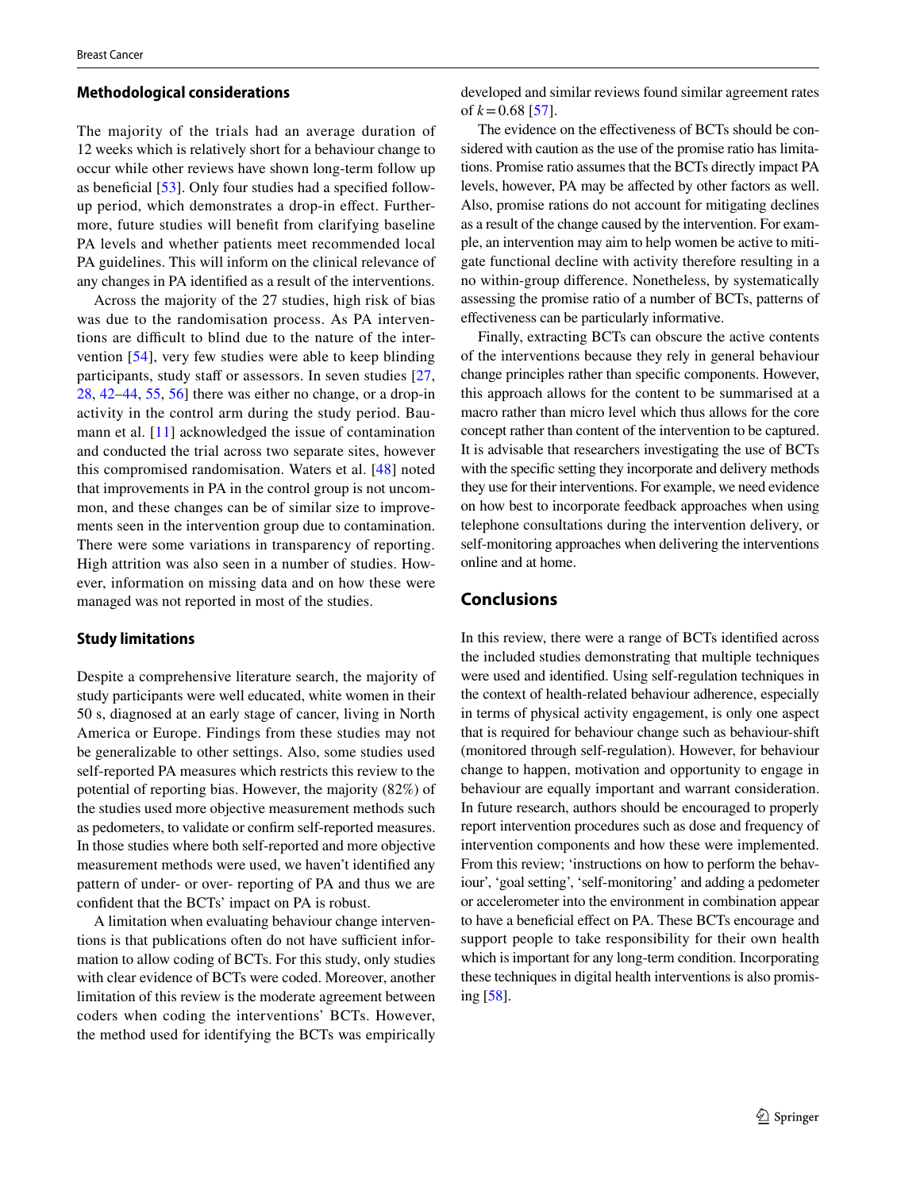### Methodological considerations

The majority of the trials had an average duration of 12 weeks which is relatively short for a behaviour change to occur while other reviews have shown long-term follow up as beneficial [53]. Only four studies had a specified follow-up period, which demonstrates a drop-in effect. Furthermore, future studies will benefit from clarifying baseline PA levels and whether patients meet recommended local PA guidelines. This will inform on the clinical relevance of any changes in PA identified as a result of the interventions.

Across the majority of the 27 studies, high risk of bias was due to the randomisation process. As PA interventions are difficult to blind due to the nature of the intervention [54], very few studies were able to keep blinding participants, study staff or assessors. In seven studies [27, 28, 42–44, 55, 56] there was either no change, or a drop-in activity in the control arm during the study period. Baumann et al. [11] acknowledged the issue of contamination and conducted the trial across two separate sites, however this compromised randomisation. Waters et al. [48] noted that improvements in PA in the control group is not uncommon, and these changes can be of similar size to improvements seen in the intervention group due to contamination. There were some variations in transparency of reporting. High attrition was also seen in a number of studies. However, information on missing data and on how these were managed was not reported in most of the studies.

### Study limitations

Despite a comprehensive literature search, the majority of study participants were well educated, white women in their 50 s, diagnosed at an early stage of cancer, living in North America or Europe. Findings from these studies may not be generalizable to other settings. Also, some studies used self-reported PA measures which restricts this review to the potential of reporting bias. However, the majority (82%) of the studies used more objective measurement methods such as pedometers, to validate or confirm self-reported measures. In those studies where both self-reported and more objective measurement methods were used, we haven't identified any pattern of under- or over- reporting of PA and thus we are confident that the BCTs' impact on PA is robust.

A limitation when evaluating behaviour change interventions is that publications often do not have sufficient information to allow coding of BCTs. For this study, only studies with clear evidence of BCTs were coded. Moreover, another limitation of this review is the moderate agreement between coders when coding the interventions' BCTs. However, the method used for identifying the BCTs was empirically developed and similar reviews found similar agreement rates of $k = 0.68$ [57].

The evidence on the effectiveness of BCTs should be considered with caution as the use of the promise ratio has limitations. Promise ratio assumes that the BCTs directly impact PA levels, however, PA may be affected by other factors as well. Also, promise rations do not account for mitigating declines as a result of the change caused by the intervention. For example, an intervention may aim to help women be active to mitigate functional decline with activity therefore resulting in a no within-group difference. Nonetheless, by systematically assessing the promise ratio of a number of BCTs, patterns of effectiveness can be particularly informative.

Finally, extracting BCTs can obscure the active contents of the interventions because they rely in general behaviour change principles rather than specific components. However, this approach allows for the content to be summarised at a macro rather than micro level which thus allows for the core concept rather than content of the intervention to be captured. It is advisable that researchers investigating the use of BCTs with the specific setting they incorporate and delivery methods they use for their interventions. For example, we need evidence on how best to incorporate feedback approaches when using telephone consultations during the intervention delivery, or self-monitoring approaches when delivering the interventions online and at home.

## Conclusions

In this review, there were a range of BCTs identified across the included studies demonstrating that multiple techniques were used and identified. Using self-regulation techniques in the context of health-related behaviour adherence, especially in terms of physical activity engagement, is only one aspect that is required for behaviour change such as behaviour-shift (monitored through self-regulation). However, for behaviour change to happen, motivation and opportunity to engage in behaviour are equally important and warrant consideration. In future research, authors should be encouraged to properly report intervention procedures such as dose and frequency of intervention components and how these were implemented. From this review; 'instructions on how to perform the behaviour', 'goal setting', 'self-monitoring' and adding a pedometer or accelerometer into the environment in combination appear to have a beneficial effect on PA. These BCTs encourage and support people to take responsibility for their own health which is important for any long-term condition. Incorporating these techniques in digital health interventions is also promising [58].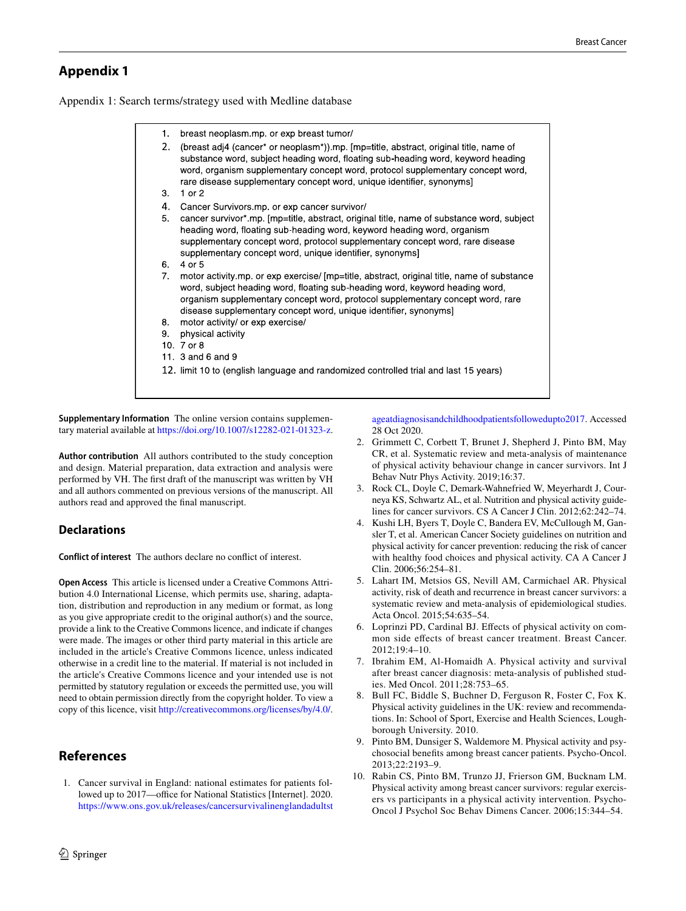## Appendix 1

Appendix 1: Search terms/strategy used with Medline database

1. breast neoplasm.mp. or exp breast tumor/
2. (breast adj4 (cancer* or neoplasm*)).mp. [mp=title, abstract, original title, name of substance word, subject heading word, floating sub-heading word, keyword heading word, organism supplementary concept word, protocol supplementary concept word, rare disease supplementary concept word, unique identifier, synonyms]
3. 1 or 2
4. Cancer Survivors.mp. or exp cancer survivor/
5. cancer survivor*.mp. [mp=title, abstract, original title, name of substance word, subject heading word, floating sub-heading word, keyword heading word, organism supplementary concept word, protocol supplementary concept word, rare disease supplementary concept word, unique identifier, synonyms]
6. 4 or 5
7. motor activity.mp. or exp exercise/ [mp=title, abstract, original title, name of substance word, subject heading word, floating sub-heading word, keyword heading word, organism supplementary concept word, protocol supplementary concept word, rare disease supplementary concept word, unique identifier, synonyms]
8. motor activity/ or exp exercise/
9. physical activity
10. 7 or 8
11. 3 and 6 and 9
12. limit 10 to (english language and randomized controlled trial and last 15 years)

**Supplementary Information** The online version contains supplementary material available at https://doi.org/10.1007/s12282-021-01323-z.

**Author contribution** All authors contributed to the study conception and design. Material preparation, data extraction and analysis were performed by VH. The first draft of the manuscript was written by VH and all authors commented on previous versions of the manuscript. All authors read and approved the final manuscript.

## Declarations

**Conflict of interest** The authors declare no conflict of interest.

**Open Access** This article is licensed under a Creative Commons Attribution 4.0 International License, which permits use, sharing, adaptation, distribution and reproduction in any medium or format, as long as you give appropriate credit to the original author(s) and the source, provide a link to the Creative Commons licence, and indicate if changes were made. The images or other third party material in this article are included in the article's Creative Commons licence, unless indicated otherwise in a credit line to the material. If material is not included in the article's Creative Commons licence and your intended use is not permitted by statutory regulation or exceeds the permitted use, you will need to obtain permission directly from the copyright holder. To view a copy of this licence, visit http://creativecommons.org/licenses/by/4.0/.

## References

1. Cancer survival in England: national estimates for patients followed up to 2017—office for National Statistics [Internet]. 2020. https://www.ons.gov.uk/releases/cancersurvivalinenglandadultstageatdiagnosisandchildhoodpatientsfollowedupto2017. Accessed 28 Oct 2020.
2. Grimmett C, Corbett T, Brunet J, Shepherd J, Pinto BM, May CR, et al. Systematic review and meta-analysis of maintenance of physical activity behaviour change in cancer survivors. Int J Behav Nutr Phys Activity. 2019;16:37.
3. Rock CL, Doyle C, Demark-Wahnefried W, Meyerhardt J, Courneya KS, Schwartz AL, et al. Nutrition and physical activity guidelines for cancer survivors. CS A Cancer J Clin. 2012;62:242–74.
4. Kushi LH, Byers T, Doyle C, Bandera EV, McCullough M, Gansler T, et al. American Cancer Society guidelines on nutrition and physical activity for cancer prevention: reducing the risk of cancer with healthy food choices and physical activity. CA A Cancer J Clin. 2006;56:254–81.
5. Lahart IM, Metsios GS, Nevill AM, Carmichael AR. Physical activity, risk of death and recurrence in breast cancer survivors: a systematic review and meta-analysis of epidemiological studies. Acta Oncol. 2015;54:635–54.
6. Loprinzi PD, Cardinal BJ. Effects of physical activity on common side effects of breast cancer treatment. Breast Cancer. 2012;19:4–10.
7. Ibrahim EM, Al-Homaidh A. Physical activity and survival after breast cancer diagnosis: meta-analysis of published studies. Med Oncol. 2011;28:753–65.
8. Bull FC, Biddle S, Buchner D, Ferguson R, Foster C, Fox K. Physical activity guidelines in the UK: review and recommendations. In: School of Sport, Exercise and Health Sciences, Loughborough University. 2010.
9. Pinto BM, Dunsiger S, Waldemore M. Physical activity and psychosocial benefits among breast cancer patients. Psycho-Oncol. 2013;22:2193–9.
10. Rabin CS, Pinto BM, Trunzo JJ, Frierson GM, Bucknam LM. Physical activity among breast cancer survivors: regular exercisers vs participants in a physical activity intervention. Psycho-Oncol J Psychol Soc Behav Dimens Cancer. 2006;15:344–54.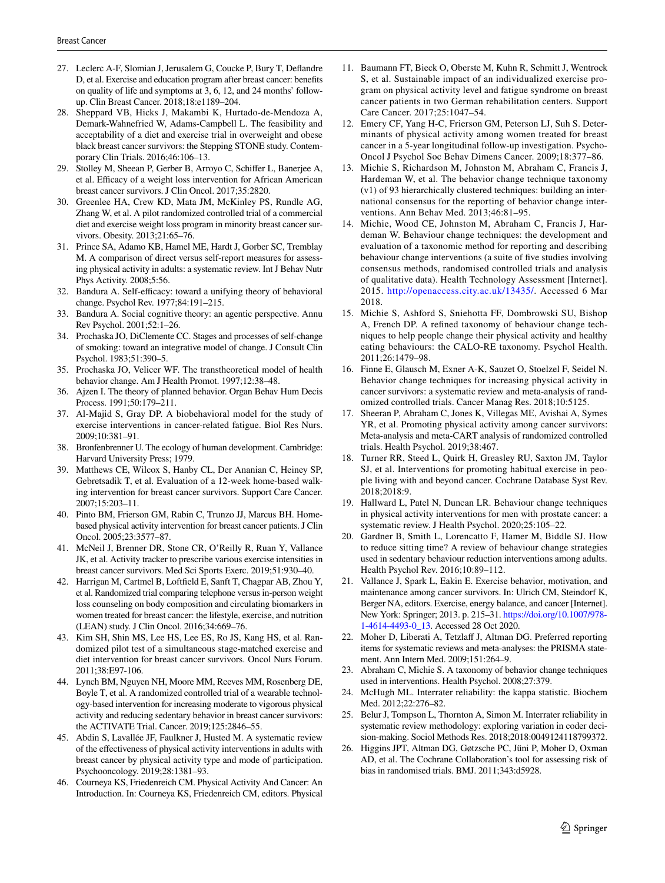27. Leclerc A-F, Slomian J, Jerusalem G, Coucke P, Bury T, Deflandre D, et al. Exercise and education program after breast cancer: benefits on quality of life and symptoms at 3, 6, 12, and 24 months' follow-up. Clin Breast Cancer. 2018;18:e1189–204.
28. Sheppard VB, Hicks J, Makambi K, Hurtado-de-Mendoza A, Demark-Wahnefried W, Adams-Campbell L. The feasibility and acceptability of a diet and exercise trial in overweight and obese black breast cancer survivors: the Stepping STONE study. Contemporary Clin Trials. 2016;46:106–13.
29. Stolley M, Sheean P, Gerber B, Arroyo C, Schiffer L, Banerjee A, et al. Efficacy of a weight loss intervention for African American breast cancer survivors. J Clin Oncol. 2017;35:2820.
30. Greenlee HA, Crew KD, Mata JM, McKinley PS, Rundle AG, Zhang W, et al. A pilot randomized controlled trial of a commercial diet and exercise weight loss program in minority breast cancer survivors. Obesity. 2013;21:65–76.
31. Prince SA, Adamo KB, Hamel ME, Hardt J, Gorber SC, Tremblay M. A comparison of direct versus self-report measures for assessing physical activity in adults: a systematic review. Int J Behav Nutr Phys Activity. 2008;5:56.
32. Bandura A. Self-efficacy: toward a unifying theory of behavioral change. Psychol Rev. 1977;84:191–215.
33. Bandura A. Social cognitive theory: an agentic perspective. Annu Rev Psychol. 2001;52:1–26.
34. Prochaska JO, DiClemente CC. Stages and processes of self-change of smoking: toward an integrative model of change. J Consult Clin Psychol. 1983;51:390–5.
35. Prochaska JO, Velicer WF. The transtheoretical model of health behavior change. Am J Health Promot. 1997;12:38–48.
36. Ajzen I. The theory of planned behavior. Organ Behav Hum Decis Process. 1991;50:179–211.
37. Al-Majid S, Gray DP. A biobehavioral model for the study of exercise interventions in cancer-related fatigue. Biol Res Nurs. 2009;10:381–91.
38. Bronfenbrenner U. The ecology of human development. Cambridge: Harvard University Press; 1979.
39. Matthews CE, Wilcox S, Hanby CL, Der Ananian C, Heiney SP, Gebretsadik T, et al. Evaluation of a 12-week home-based walking intervention for breast cancer survivors. Support Care Cancer. 2007;15:203–11.
40. Pinto BM, Frierson GM, Rabin C, Trunzo JJ, Marcus BH. Home-based physical activity intervention for breast cancer patients. J Clin Oncol. 2005;23:3577–87.
41. McNeil J, Brenner DR, Stone CR, O'Reilly R, Ruan Y, Vallance JK, et al. Activity tracker to prescribe various exercise intensities in breast cancer survivors. Med Sci Sports Exerc. 2019;51:930–40.
42. Harrigan M, Cartmel B, Loftfield E, Sanft T, Chagpar AB, Zhou Y, et al. Randomized trial comparing telephone versus in-person weight loss counseling on body composition and circulating biomarkers in women treated for breast cancer: the lifestyle, exercise, and nutrition (LEAN) study. J Clin Oncol. 2016;34:669–76.
43. Kim SH, Shin MS, Lee HS, Lee ES, Ro JS, Kang HS, et al. Randomized pilot test of a simultaneous stage-matched exercise and diet intervention for breast cancer survivors. Oncol Nurs Forum. 2011;38:E97-106.
44. Lynch BM, Nguyen NH, Moore MM, Reeves MM, Rosenberg DE, Boyle T, et al. A randomized controlled trial of a wearable technology-based intervention for increasing moderate to vigorous physical activity and reducing sedentary behavior in breast cancer survivors: the ACTIVATE Trial. Cancer. 2019;125:2846–55.
45. Abdin S, Lavallée JF, Faulkner J, Husted M. A systematic review of the effectiveness of physical activity interventions in adults with breast cancer by physical activity type and mode of participation. Psychooncology. 2019;28:1381–93.
46. Courneya KS, Friedenreich CM. Physical Activity And Cancer: An Introduction. In: Courneya KS, Friedenreich CM, editors. Physical

11. Baumann FT, Bieck O, Oberste M, Kuhn R, Schmitt J, Wentrock S, et al. Sustainable impact of an individualized exercise program on physical activity level and fatigue syndrome on breast cancer patients in two German rehabilitation centers. Support Care Cancer. 2017;25:1047–54.
12. Emery CF, Yang H-C, Frierson GM, Peterson LJ, Suh S. Determinants of physical activity among women treated for breast cancer in a 5-year longitudinal follow-up investigation. Psycho-Oncol J Psychol Soc Behav Dimens Cancer. 2009;18:377–86.
13. Michie S, Richardson M, Johnston M, Abraham C, Francis J, Hardeman W, et al. The behavior change technique taxonomy (v1) of 93 hierarchically clustered techniques: building an international consensus for the reporting of behavior change interventions. Ann Behav Med. 2013;46:81–95.
14. Michie, Wood CE, Johnston M, Abraham C, Francis J, Hardeman W. Behaviour change techniques: the development and evaluation of a taxonomic method for reporting and describing behaviour change interventions (a suite of five studies involving consensus methods, randomised controlled trials and analysis of qualitative data). Health Technology Assessment [Internet]. 2015. http://openaccess.city.ac.uk/13435/. Accessed 6 Mar 2018.
15. Michie S, Ashford S, Sniehotta FF, Dombrowski SU, Bishop A, French DP. A refined taxonomy of behaviour change techniques to help people change their physical activity and healthy eating behaviours: the CALO-RE taxonomy. Psychol Health. 2011;26:1479–98.
16. Finne E, Glausch M, Exner A-K, Sauzet O, Stoelzel F, Seidel N. Behavior change techniques for increasing physical activity in cancer survivors: a systematic review and meta-analysis of randomized controlled trials. Cancer Manag Res. 2018;10:5125.
17. Sheeran P, Abraham C, Jones K, Villegas ME, Avishai A, Symes YR, et al. Promoting physical activity among cancer survivors: Meta-analysis and meta-CART analysis of randomized controlled trials. Health Psychol. 2019;38:467.
18. Turner RR, Steed L, Quirk H, Greasley RU, Saxton JM, Taylor SJ, et al. Interventions for promoting habitual exercise in people living with and beyond cancer. Cochrane Database Syst Rev. 2018;2018:9.
19. Hallward L, Patel N, Duncan LR. Behaviour change techniques in physical activity interventions for men with prostate cancer: a systematic review. J Health Psychol. 2020;25:105–22.
20. Gardner B, Smith L, Lorencatto F, Hamer M, Biddle SJ. How to reduce sitting time? A review of behaviour change strategies used in sedentary behaviour reduction interventions among adults. Health Psychol Rev. 2016;10:89–112.
21. Vallance J, Spark L, Eakin E. Exercise behavior, motivation, and maintenance among cancer survivors. In: Ulrich CM, Steindorf K, Berger NA, editors. Exercise, energy balance, and cancer [Internet]. New York: Springer; 2013. p. 215–31. https://doi.org/10.1007/978-1-4614-4493-0_13. Accessed 28 Oct 2020.
22. Moher D, Liberati A, Tetzlaff J, Altman DG. Preferred reporting items for systematic reviews and meta-analyses: the PRISMA statement. Ann Intern Med. 2009;151:264–9.
23. Abraham C, Michie S. A taxonomy of behavior change techniques used in interventions. Health Psychol. 2008;27:379.
24. McHugh ML. Interrater reliability: the kappa statistic. Biochem Med. 2012;22:276–82.
25. Belur J, Tompson L, Thornton A, Simon M. Interrater reliability in systematic review methodology: exploring variation in coder decision-making. Sociol Methods Res. 2018;2018:0049124118799372.
26. Higgins JPT, Altman DG, Gøtzsche PC, Jüni P, Moher D, Oxman AD, et al. The Cochrane Collaboration's tool for assessing risk of bias in randomised trials. BMJ. 2011;343:d5928.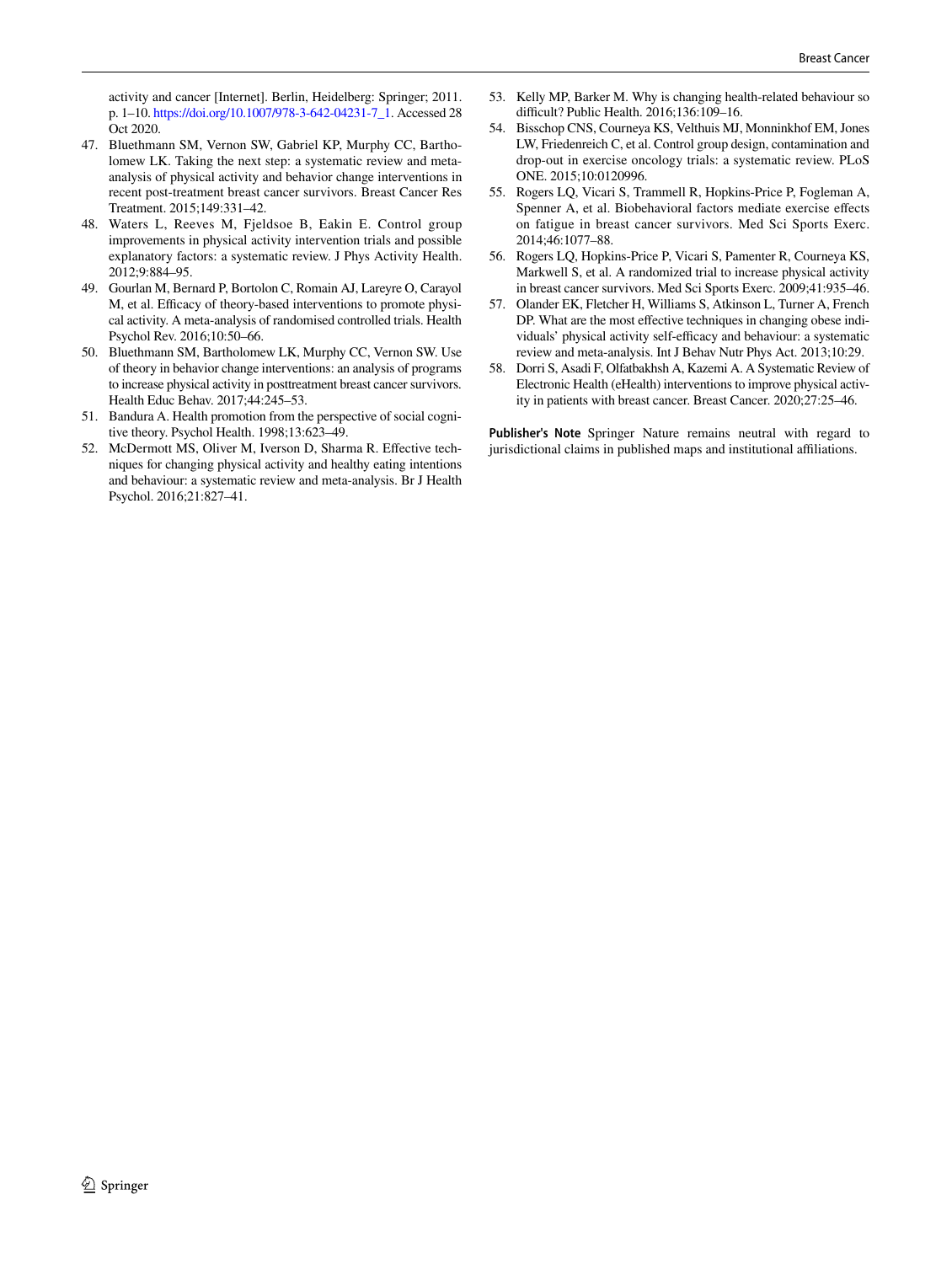activity and cancer [Internet]. Berlin, Heidelberg: Springer; 2011. p. 1–10. https://doi.org/10.1007/978-3-642-04231-7_1. Accessed 28 Oct 2020.

47. Bluethmann SM, Vernon SW, Gabriel KP, Murphy CC, Bartholomew LK. Taking the next step: a systematic review and meta-analysis of physical activity and behavior change interventions in recent post-treatment breast cancer survivors. Breast Cancer Res Treatment. 2015;149:331–42.
48. Waters L, Reeves M, Fjeldsoe B, Eakin E. Control group improvements in physical activity intervention trials and possible explanatory factors: a systematic review. J Phys Activity Health. 2012;9:884–95.
49. Gourlan M, Bernard P, Bortolon C, Romain AJ, Lareyre O, Carayol M, et al. Efficacy of theory-based interventions to promote physical activity. A meta-analysis of randomised controlled trials. Health Psychol Rev. 2016;10:50–66.
50. Bluethmann SM, Bartholomew LK, Murphy CC, Vernon SW. Use of theory in behavior change interventions: an analysis of programs to increase physical activity in posttreatment breast cancer survivors. Health Educ Behav. 2017;44:245–53.
51. Bandura A. Health promotion from the perspective of social cognitive theory. Psychol Health. 1998;13:623–49.
52. McDermott MS, Oliver M, Iverson D, Sharma R. Effective techniques for changing physical activity and healthy eating intentions and behaviour: a systematic review and meta-analysis. Br J Health Psychol. 2016;21:827–41.
53. Kelly MP, Barker M. Why is changing health-related behaviour so difficult? Public Health. 2016;136:109–16.
54. Bisschop CNS, Courneya KS, Velthuis MJ, Monninkhof EM, Jones LW, Friedenreich C, et al. Control group design, contamination and drop-out in exercise oncology trials: a systematic review. PLoS ONE. 2015;10:0120996.
55. Rogers LQ, Vicari S, Trammell R, Hopkins-Price P, Fogleman A, Spenner A, et al. Biobehavioral factors mediate exercise effects on fatigue in breast cancer survivors. Med Sci Sports Exerc. 2014;46:1077–88.
56. Rogers LQ, Hopkins-Price P, Vicari S, Pamenter R, Courneya KS, Markwell S, et al. A randomized trial to increase physical activity in breast cancer survivors. Med Sci Sports Exerc. 2009;41:935–46.
57. Olander EK, Fletcher H, Williams S, Atkinson L, Turner A, French DP. What are the most effective techniques in changing obese individuals' physical activity self-efficacy and behaviour: a systematic review and meta-analysis. Int J Behav Nutr Phys Act. 2013;10:29.
58. Dorri S, Asadi F, Olfatbakhsh A, Kazemi A. A Systematic Review of Electronic Health (eHealth) interventions to improve physical activity in patients with breast cancer. Breast Cancer. 2020;27:25–46.

**Publisher's Note** Springer Nature remains neutral with regard to jurisdictional claims in published maps and institutional affiliations.